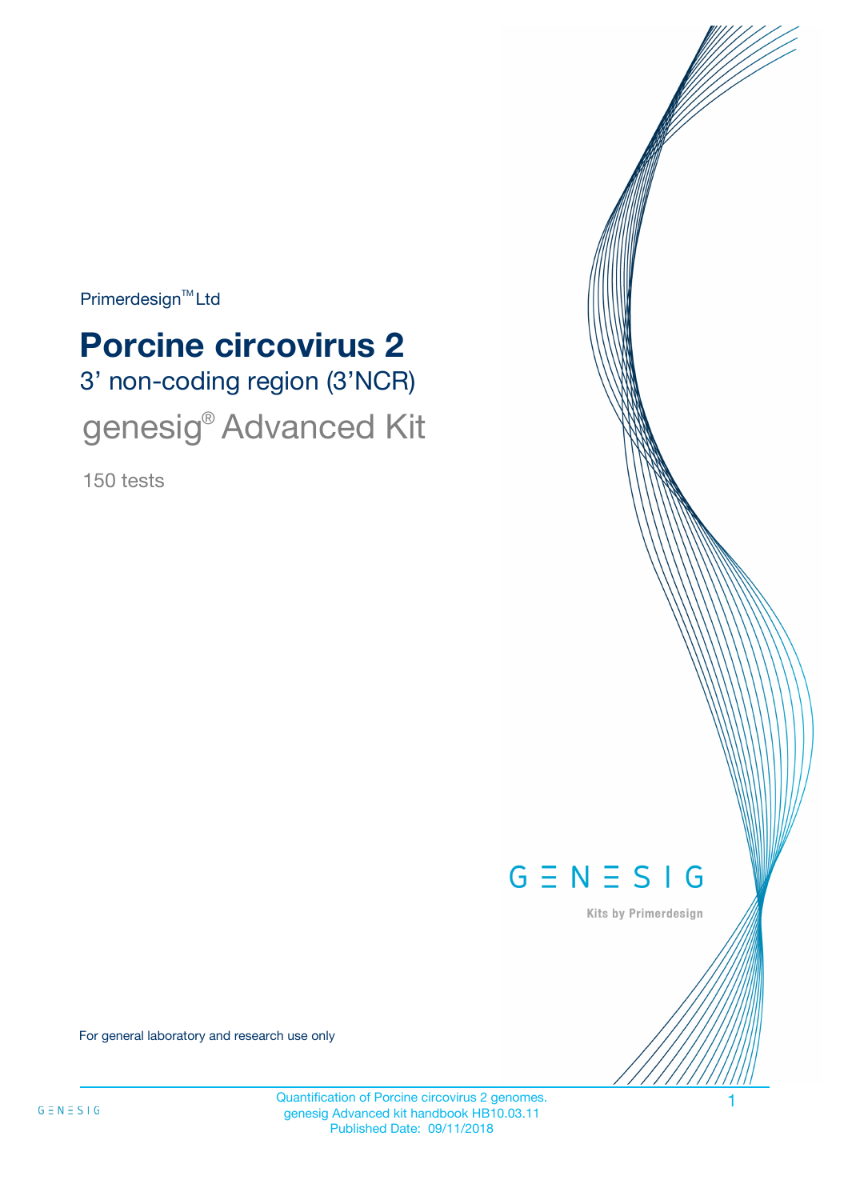Primerdesign™ Ltd

# Porcine circovirus 2

## 3' non-coding region (3'NCR)

## genesig® Advanced Kit

150 tests

GENESIG

Kits by Primerdesign

For general laboratory and research use only

Quantification of Porcine circovirus 2 genomes.
genesig Advanced kit handbook HB10.03.11
Published Date: 09/11/2018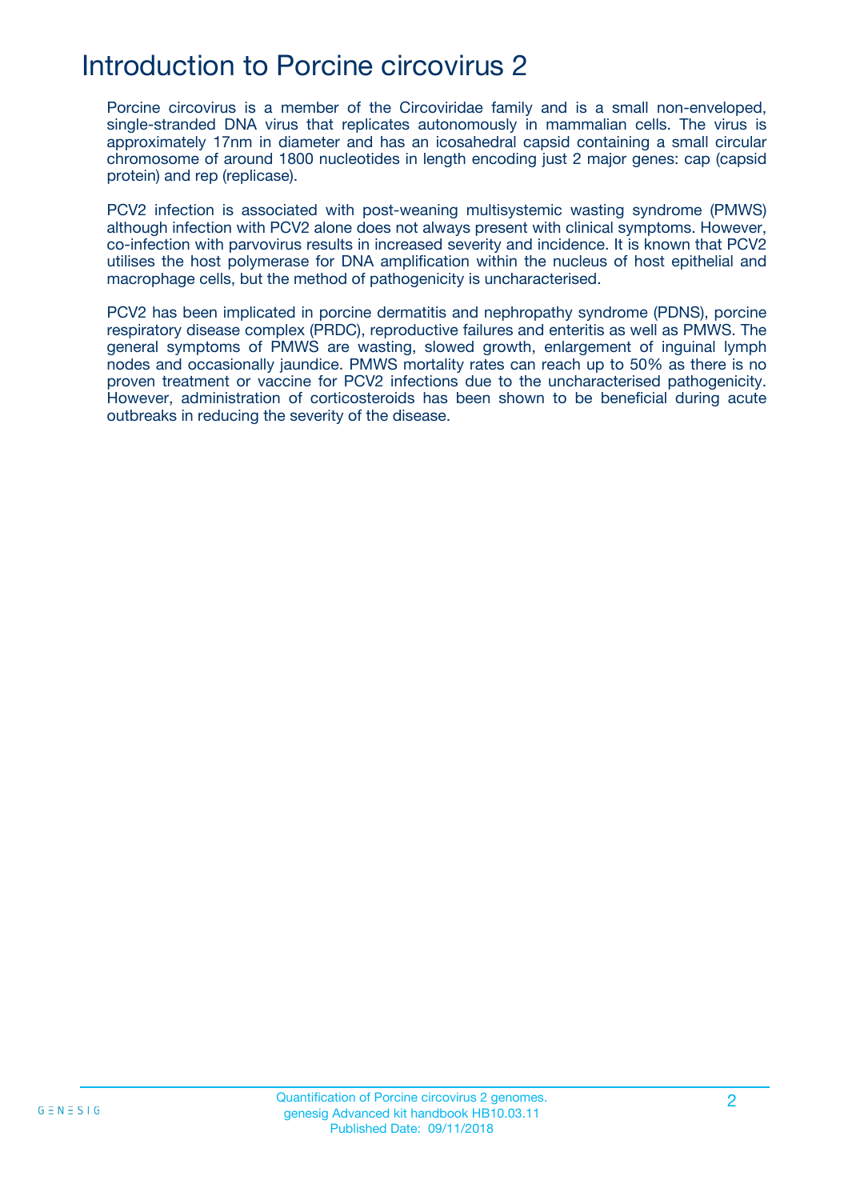# Introduction to Porcine circovirus 2

Porcine circovirus is a member of the Circoviridae family and is a small non-enveloped, single-stranded DNA virus that replicates autonomously in mammalian cells. The virus is approximately 17nm in diameter and has an icosahedral capsid containing a small circular chromosome of around 1800 nucleotides in length encoding just 2 major genes: cap (capsid protein) and rep (replicase).

PCV2 infection is associated with post-weaning multisystemic wasting syndrome (PMWS) although infection with PCV2 alone does not always present with clinical symptoms. However, co-infection with parvovirus results in increased severity and incidence. It is known that PCV2 utilises the host polymerase for DNA amplification within the nucleus of host epithelial and macrophage cells, but the method of pathogenicity is uncharacterised.

PCV2 has been implicated in porcine dermatitis and nephropathy syndrome (PDNS), porcine respiratory disease complex (PRDC), reproductive failures and enteritis as well as PMWS. The general symptoms of PMWS are wasting, slowed growth, enlargement of inguinal lymph nodes and occasionally jaundice. PMWS mortality rates can reach up to 50% as there is no proven treatment or vaccine for PCV2 infections due to the uncharacterised pathogenicity. However, administration of corticosteroids has been shown to be beneficial during acute outbreaks in reducing the severity of the disease.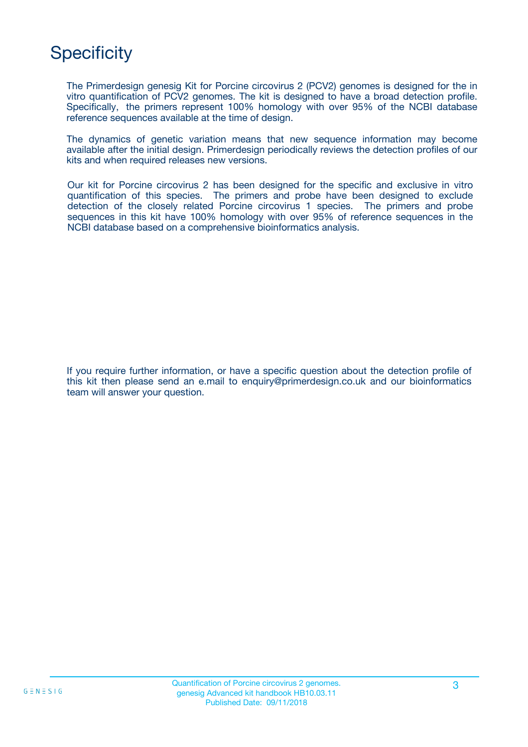# Specificity

The Primerdesign genesig Kit for Porcine circovirus 2 (PCV2) genomes is designed for the in vitro quantification of PCV2 genomes. The kit is designed to have a broad detection profile. Specifically, the primers represent 100% homology with over 95% of the NCBI database reference sequences available at the time of design.

The dynamics of genetic variation means that new sequence information may become available after the initial design. Primerdesign periodically reviews the detection profiles of our kits and when required releases new versions.

Our kit for Porcine circovirus 2 has been designed for the specific and exclusive in vitro quantification of this species. The primers and probe have been designed to exclude detection of the closely related Porcine circovirus 1 species. The primers and probe sequences in this kit have 100% homology with over 95% of reference sequences in the NCBI database based on a comprehensive bioinformatics analysis.

If you require further information, or have a specific question about the detection profile of this kit then please send an e.mail to enquiry@primerdesign.co.uk and our bioinformatics team will answer your question.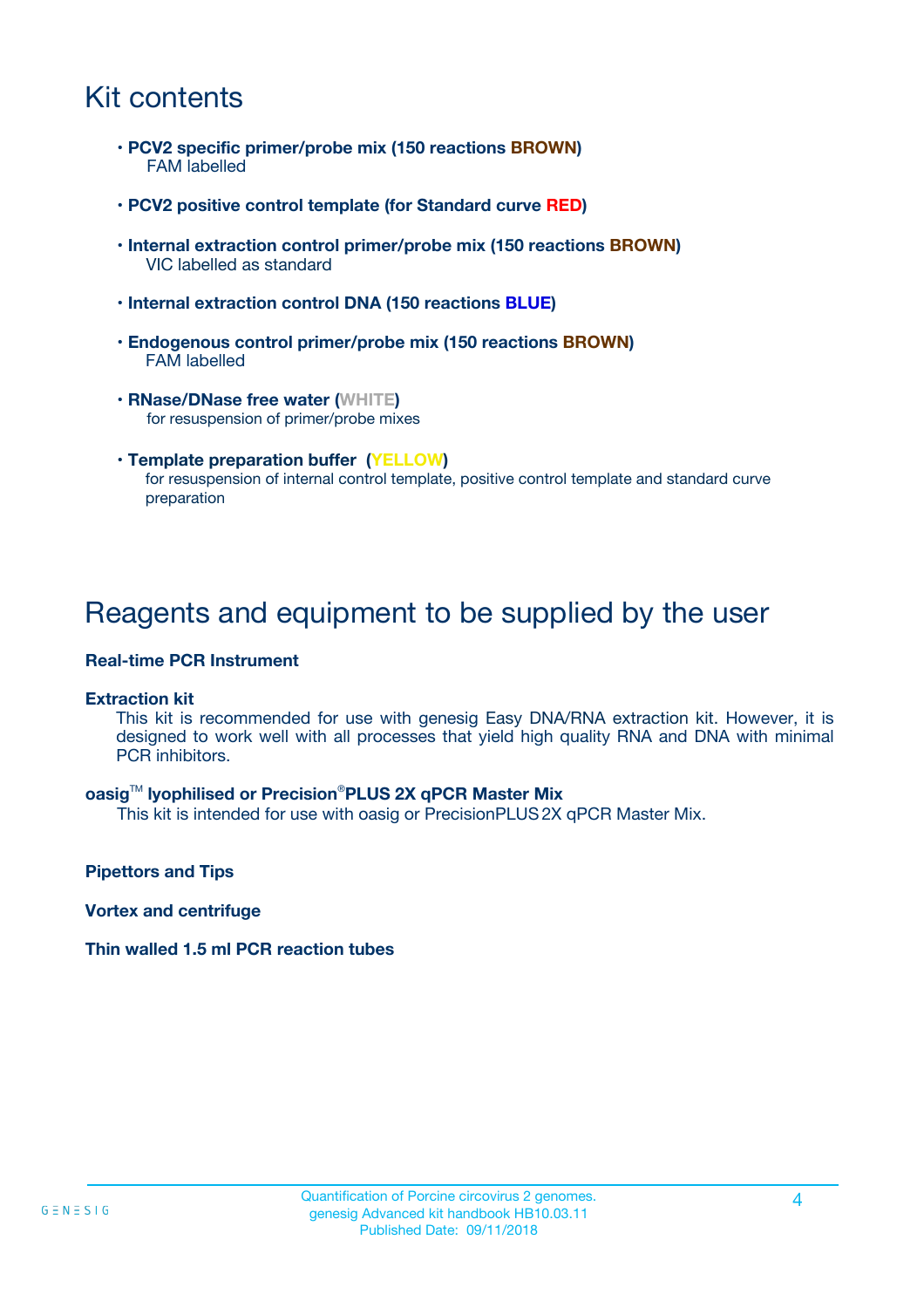# Kit contents

- **PCV2 specific primer/probe mix (150 reactions BROWN)**
  FAM labelled

- **PCV2 positive control template (for Standard curve RED)**

- **Internal extraction control primer/probe mix (150 reactions BROWN)**
  VIC labelled as standard

- **Internal extraction control DNA (150 reactions BLUE)**

- **Endogenous control primer/probe mix (150 reactions BROWN)**
  FAM labelled

- **RNase/DNase free water (WHITE)**
  for resuspension of primer/probe mixes

- **Template preparation buffer (YELLOW)**
  for resuspension of internal control template, positive control template and standard curve preparation

# Reagents and equipment to be supplied by the user

**Real-time PCR Instrument**

**Extraction kit**

This kit is recommended for use with genesig Easy DNA/RNA extraction kit. However, it is designed to work well with all processes that yield high quality RNA and DNA with minimal PCR inhibitors.

**oasig™ lyophilised or Precision®PLUS 2X qPCR Master Mix**

This kit is intended for use with oasig or PrecisionPLUS 2X qPCR Master Mix.

**Pipettors and Tips**

**Vortex and centrifuge**

**Thin walled 1.5 ml PCR reaction tubes**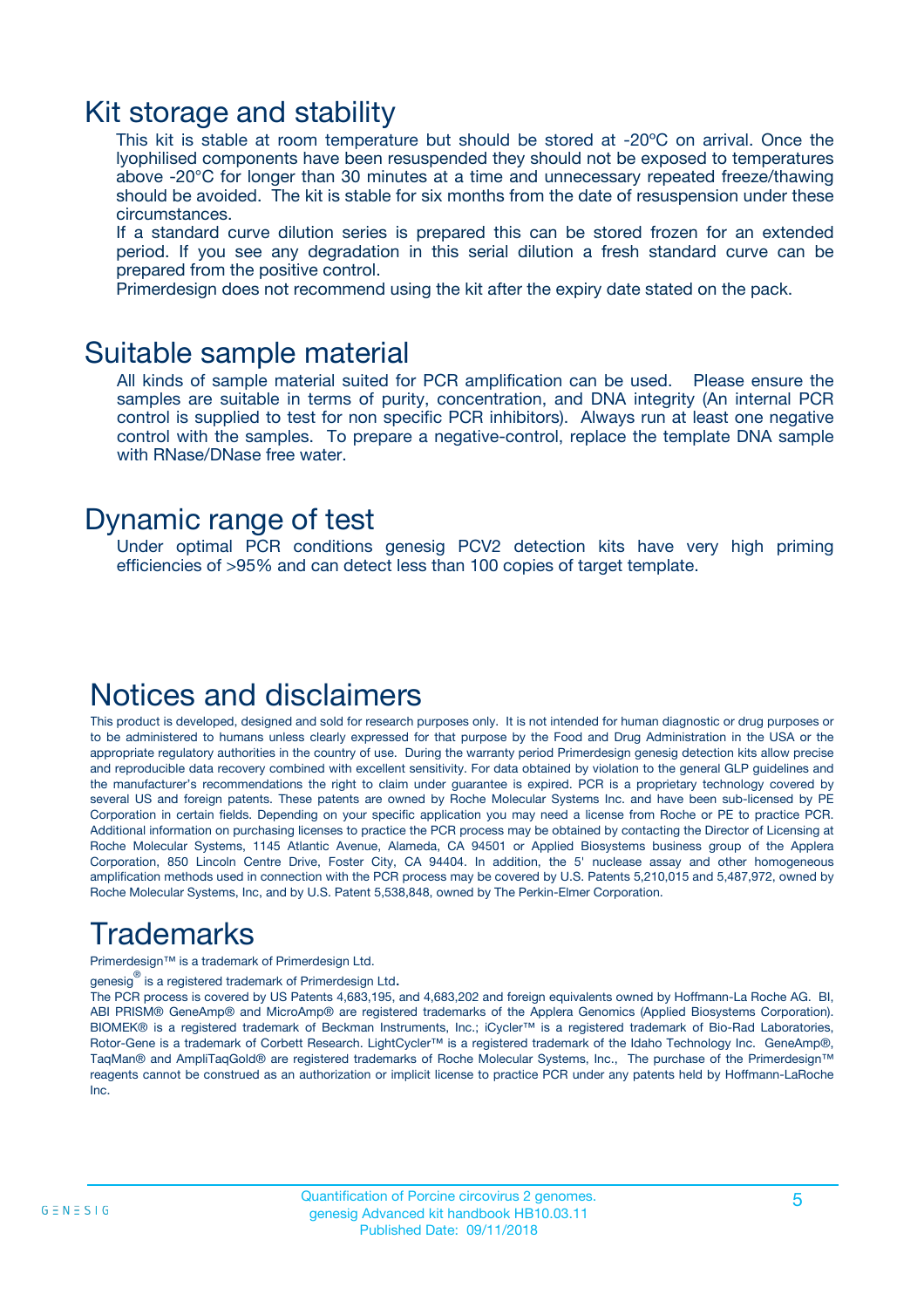# Kit storage and stability

This kit is stable at room temperature but should be stored at -20ºC on arrival. Once the lyophilised components have been resuspended they should not be exposed to temperatures above -20°C for longer than 30 minutes at a time and unnecessary repeated freeze/thawing should be avoided. The kit is stable for six months from the date of resuspension under these circumstances.

If a standard curve dilution series is prepared this can be stored frozen for an extended period. If you see any degradation in this serial dilution a fresh standard curve can be prepared from the positive control.

Primerdesign does not recommend using the kit after the expiry date stated on the pack.

# Suitable sample material

All kinds of sample material suited for PCR amplification can be used. Please ensure the samples are suitable in terms of purity, concentration, and DNA integrity (An internal PCR control is supplied to test for non specific PCR inhibitors). Always run at least one negative control with the samples. To prepare a negative-control, replace the template DNA sample with RNase/DNase free water.

# Dynamic range of test

Under optimal PCR conditions genesig PCV2 detection kits have very high priming efficiencies of >95% and can detect less than 100 copies of target template.

# Notices and disclaimers

This product is developed, designed and sold for research purposes only. It is not intended for human diagnostic or drug purposes or to be administered to humans unless clearly expressed for that purpose by the Food and Drug Administration in the USA or the appropriate regulatory authorities in the country of use. During the warranty period Primerdesign genesig detection kits allow precise and reproducible data recovery combined with excellent sensitivity. For data obtained by violation to the general GLP guidelines and the manufacturer's recommendations the right to claim under guarantee is expired. PCR is a proprietary technology covered by several US and foreign patents. These patents are owned by Roche Molecular Systems Inc. and have been sub-licensed by PE Corporation in certain fields. Depending on your specific application you may need a license from Roche or PE to practice PCR. Additional information on purchasing licenses to practice the PCR process may be obtained by contacting the Director of Licensing at Roche Molecular Systems, 1145 Atlantic Avenue, Alameda, CA 94501 or Applied Biosystems business group of the Applera Corporation, 850 Lincoln Centre Drive, Foster City, CA 94404. In addition, the 5' nuclease assay and other homogeneous amplification methods used in connection with the PCR process may be covered by U.S. Patents 5,210,015 and 5,487,972, owned by Roche Molecular Systems, Inc, and by U.S. Patent 5,538,848, owned by The Perkin-Elmer Corporation.

# Trademarks

Primerdesign™ is a trademark of Primerdesign Ltd.

genesig® is a registered trademark of Primerdesign Ltd.

The PCR process is covered by US Patents 4,683,195, and 4,683,202 and foreign equivalents owned by Hoffmann-La Roche AG. BI, ABI PRISM® GeneAmp® and MicroAmp® are registered trademarks of the Applera Genomics (Applied Biosystems Corporation). BIOMEK® is a registered trademark of Beckman Instruments, Inc.; iCycler™ is a registered trademark of Bio-Rad Laboratories, Rotor-Gene is a trademark of Corbett Research. LightCycler™ is a registered trademark of the Idaho Technology Inc. GeneAmp®, TaqMan® and AmpliTaqGold® are registered trademarks of Roche Molecular Systems, Inc., The purchase of the Primerdesign™ reagents cannot be construed as an authorization or implicit license to practice PCR under any patents held by Hoffmann-LaRoche Inc.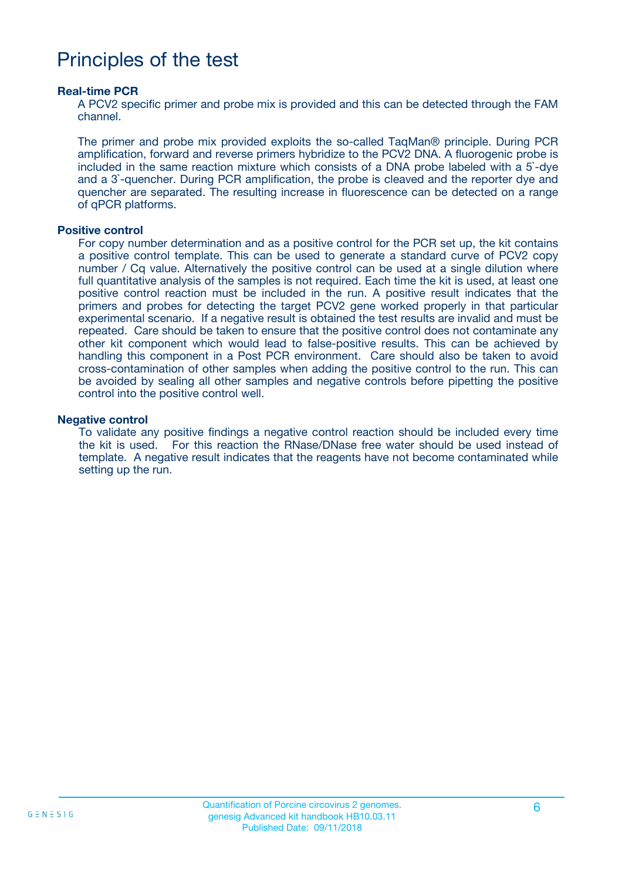# Principles of the test

### Real-time PCR

A PCV2 specific primer and probe mix is provided and this can be detected through the FAM channel.

The primer and probe mix provided exploits the so-called TaqMan® principle. During PCR amplification, forward and reverse primers hybridize to the PCV2 DNA. A fluorogenic probe is included in the same reaction mixture which consists of a DNA probe labeled with a 5`-dye and a 3`-quencher. During PCR amplification, the probe is cleaved and the reporter dye and quencher are separated. The resulting increase in fluorescence can be detected on a range of qPCR platforms.

### Positive control

For copy number determination and as a positive control for the PCR set up, the kit contains a positive control template. This can be used to generate a standard curve of PCV2 copy number / Cq value. Alternatively the positive control can be used at a single dilution where full quantitative analysis of the samples is not required. Each time the kit is used, at least one positive control reaction must be included in the run. A positive result indicates that the primers and probes for detecting the target PCV2 gene worked properly in that particular experimental scenario. If a negative result is obtained the test results are invalid and must be repeated. Care should be taken to ensure that the positive control does not contaminate any other kit component which would lead to false-positive results. This can be achieved by handling this component in a Post PCR environment. Care should also be taken to avoid cross-contamination of other samples when adding the positive control to the run. This can be avoided by sealing all other samples and negative controls before pipetting the positive control into the positive control well.

### Negative control

To validate any positive findings a negative control reaction should be included every time the kit is used. For this reaction the RNase/DNase free water should be used instead of template. A negative result indicates that the reagents have not become contaminated while setting up the run.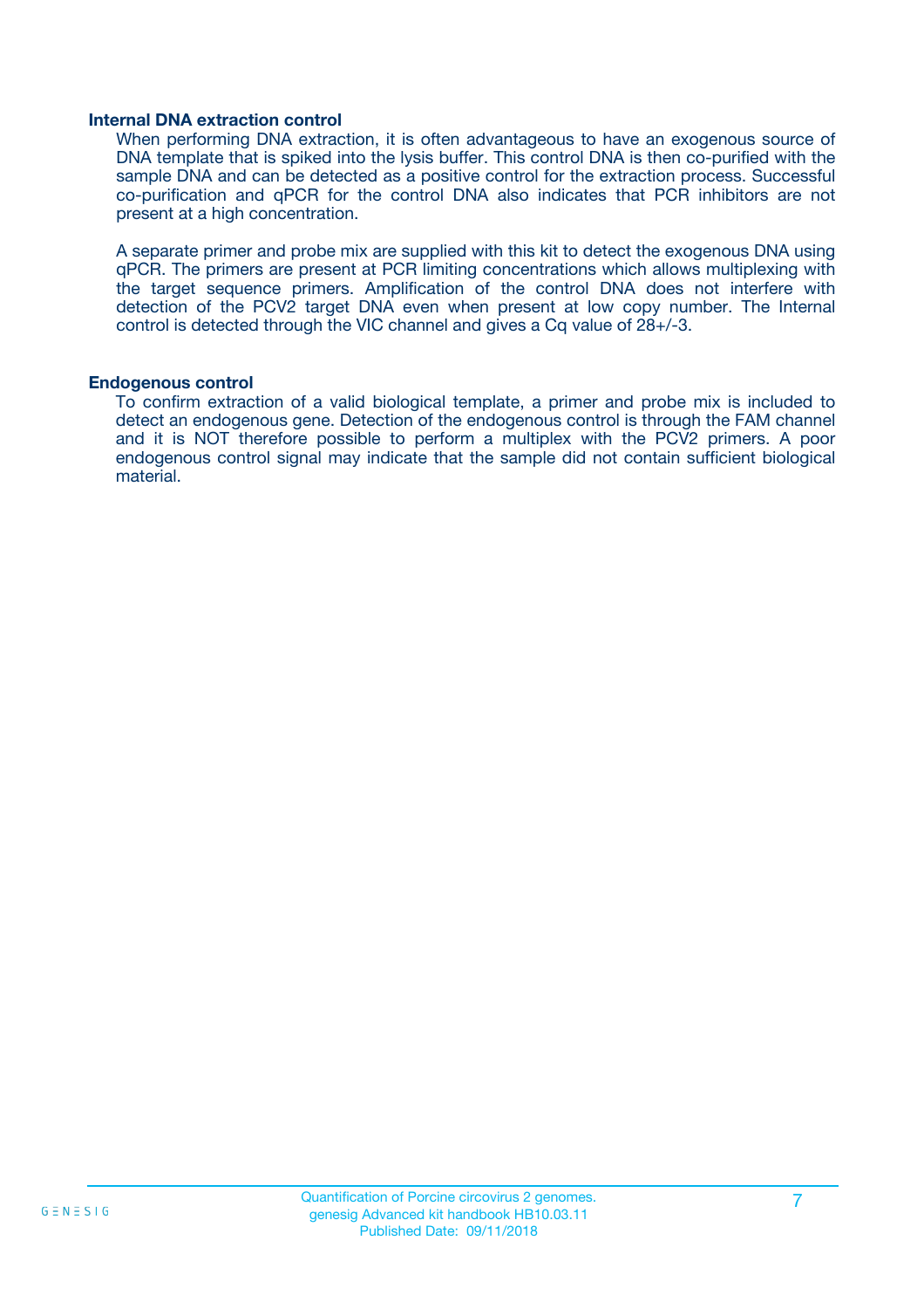### Internal DNA extraction control

When performing DNA extraction, it is often advantageous to have an exogenous source of DNA template that is spiked into the lysis buffer. This control DNA is then co-purified with the sample DNA and can be detected as a positive control for the extraction process. Successful co-purification and qPCR for the control DNA also indicates that PCR inhibitors are not present at a high concentration.

A separate primer and probe mix are supplied with this kit to detect the exogenous DNA using qPCR. The primers are present at PCR limiting concentrations which allows multiplexing with the target sequence primers. Amplification of the control DNA does not interfere with detection of the PCV2 target DNA even when present at low copy number. The Internal control is detected through the VIC channel and gives a Cq value of 28+/-3.

### Endogenous control

To confirm extraction of a valid biological template, a primer and probe mix is included to detect an endogenous gene. Detection of the endogenous control is through the FAM channel and it is NOT therefore possible to perform a multiplex with the PCV2 primers. A poor endogenous control signal may indicate that the sample did not contain sufficient biological material.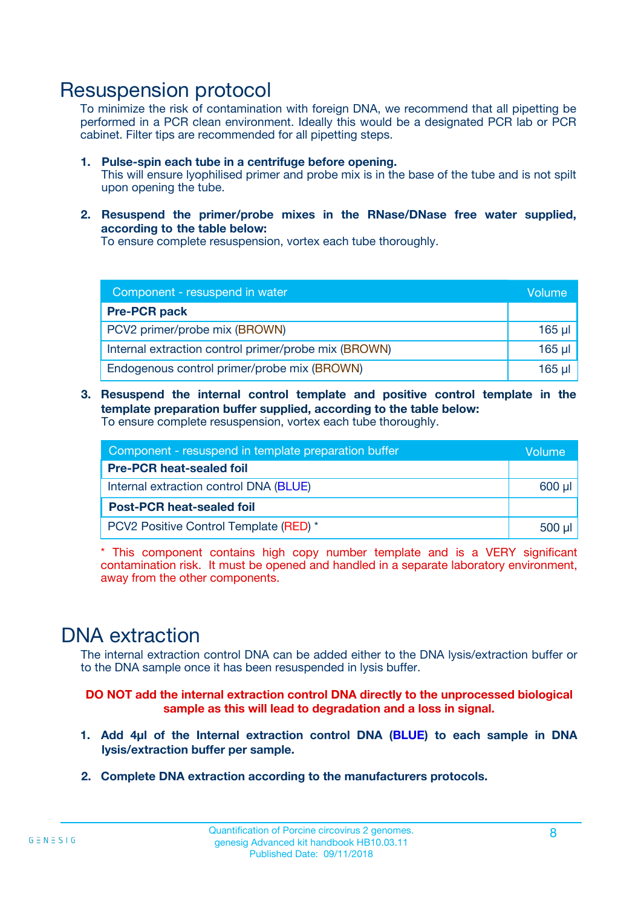# Resuspension protocol

To minimize the risk of contamination with foreign DNA, we recommend that all pipetting be performed in a PCR clean environment. Ideally this would be a designated PCR lab or PCR cabinet. Filter tips are recommended for all pipetting steps.

1. **Pulse-spin each tube in a centrifuge before opening.**
   This will ensure lyophilised primer and probe mix is in the base of the tube and is not spilt upon opening the tube.

2. **Resuspend the primer/probe mixes in the RNase/DNase free water supplied, according to the table below:**
   To ensure complete resuspension, vortex each tube thoroughly.

| Component - resuspend in water | Volume |
|---|---|
| **Pre-PCR pack** | |
| PCV2 primer/probe mix (BROWN) | 165 µl |
| Internal extraction control primer/probe mix (BROWN) | 165 µl |
| Endogenous control primer/probe mix (BROWN) | 165 µl |

3. **Resuspend the internal control template and positive control template in the template preparation buffer supplied, according to the table below:**
   To ensure complete resuspension, vortex each tube thoroughly.

| Component - resuspend in template preparation buffer | Volume |
|---|---|
| **Pre-PCR heat-sealed foil** | |
| Internal extraction control DNA (BLUE) | 600 µl |
| **Post-PCR heat-sealed foil** | |
| PCV2 Positive Control Template (RED) * | 500 µl |

\* This component contains high copy number template and is a VERY significant contamination risk. It must be opened and handled in a separate laboratory environment, away from the other components.

# DNA extraction

The internal extraction control DNA can be added either to the DNA lysis/extraction buffer or to the DNA sample once it has been resuspended in lysis buffer.

**DO NOT add the internal extraction control DNA directly to the unprocessed biological sample as this will lead to degradation and a loss in signal.**

1. **Add 4µl of the Internal extraction control DNA (BLUE) to each sample in DNA lysis/extraction buffer per sample.**

2. **Complete DNA extraction according to the manufacturers protocols.**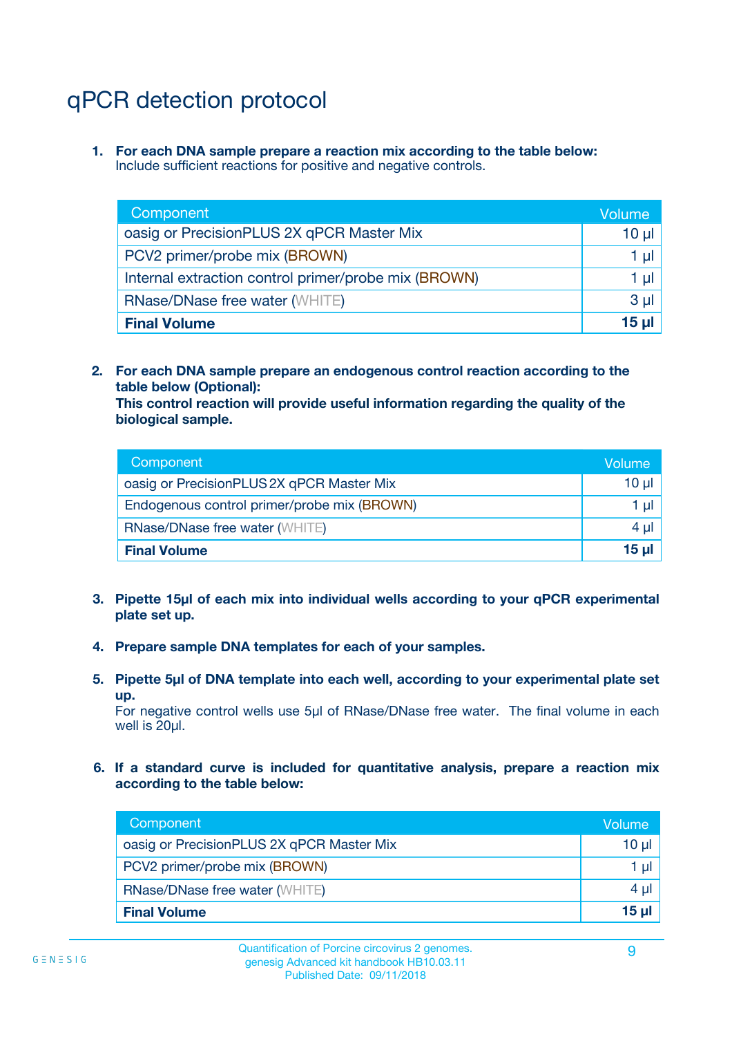# qPCR detection protocol

1. **For each DNA sample prepare a reaction mix according to the table below:**
   Include sufficient reactions for positive and negative controls.

| Component | Volume |
|---|---|
| oasig or PrecisionPLUS 2X qPCR Master Mix | 10 µl |
| PCV2 primer/probe mix (BROWN) | 1 µl |
| Internal extraction control primer/probe mix (BROWN) | 1 µl |
| RNase/DNase free water (WHITE) | 3 µl |
| **Final Volume** | **15 µl** |

2. **For each DNA sample prepare an endogenous control reaction according to the table below (Optional):**
   **This control reaction will provide useful information regarding the quality of the biological sample.**

| Component | Volume |
|---|---|
| oasig or PrecisionPLUS 2X qPCR Master Mix | 10 µl |
| Endogenous control primer/probe mix (BROWN) | 1 µl |
| RNase/DNase free water (WHITE) | 4 µl |
| **Final Volume** | **15 µl** |

3. **Pipette 15µl of each mix into individual wells according to your qPCR experimental plate set up.**

4. **Prepare sample DNA templates for each of your samples.**

5. **Pipette 5µl of DNA template into each well, according to your experimental plate set up.**
   For negative control wells use 5µl of RNase/DNase free water. The final volume in each well is 20µl.

6. **If a standard curve is included for quantitative analysis, prepare a reaction mix according to the table below:**

| Component | Volume |
|---|---|
| oasig or PrecisionPLUS 2X qPCR Master Mix | 10 µl |
| PCV2 primer/probe mix (BROWN) | 1 µl |
| RNase/DNase free water (WHITE) | 4 µl |
| **Final Volume** | **15 µl** |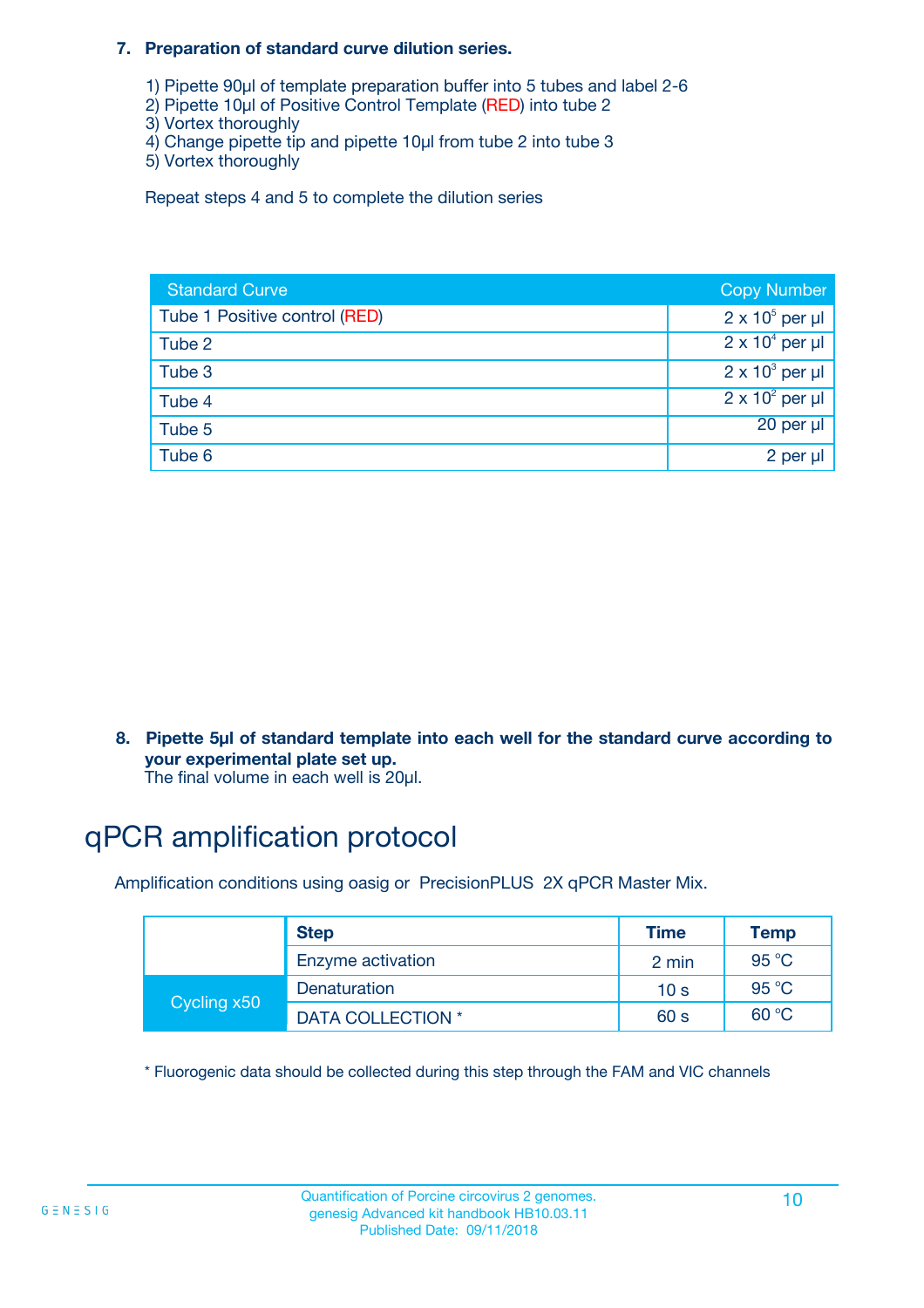**7. Preparation of standard curve dilution series.**

1) Pipette 90µl of template preparation buffer into 5 tubes and label 2-6
2) Pipette 10µl of Positive Control Template (RED) into tube 2
3) Vortex thoroughly
4) Change pipette tip and pipette 10µl from tube 2 into tube 3
5) Vortex thoroughly

Repeat steps 4 and 5 to complete the dilution series

| Standard Curve | Copy Number |
|---|---|
| Tube 1 Positive control (RED) | $2 \times 10^5$ per µl |
| Tube 2 | $2 \times 10^4$ per µl |
| Tube 3 | $2 \times 10^3$ per µl |
| Tube 4 | $2 \times 10^2$ per µl |
| Tube 5 | 20 per µl |
| Tube 6 | 2 per µl |

**8. Pipette 5µl of standard template into each well for the standard curve according to your experimental plate set up.**
The final volume in each well is 20µl.

# qPCR amplification protocol

Amplification conditions using oasig or PrecisionPLUS 2X qPCR Master Mix.

| | Step | Time | Temp |
|---|---|---|---|
| | Enzyme activation | 2 min | 95 °C |
| Cycling x50 | Denaturation | 10 s | 95 °C |
| | DATA COLLECTION * | 60 s | 60 °C |

* Fluorogenic data should be collected during this step through the FAM and VIC channels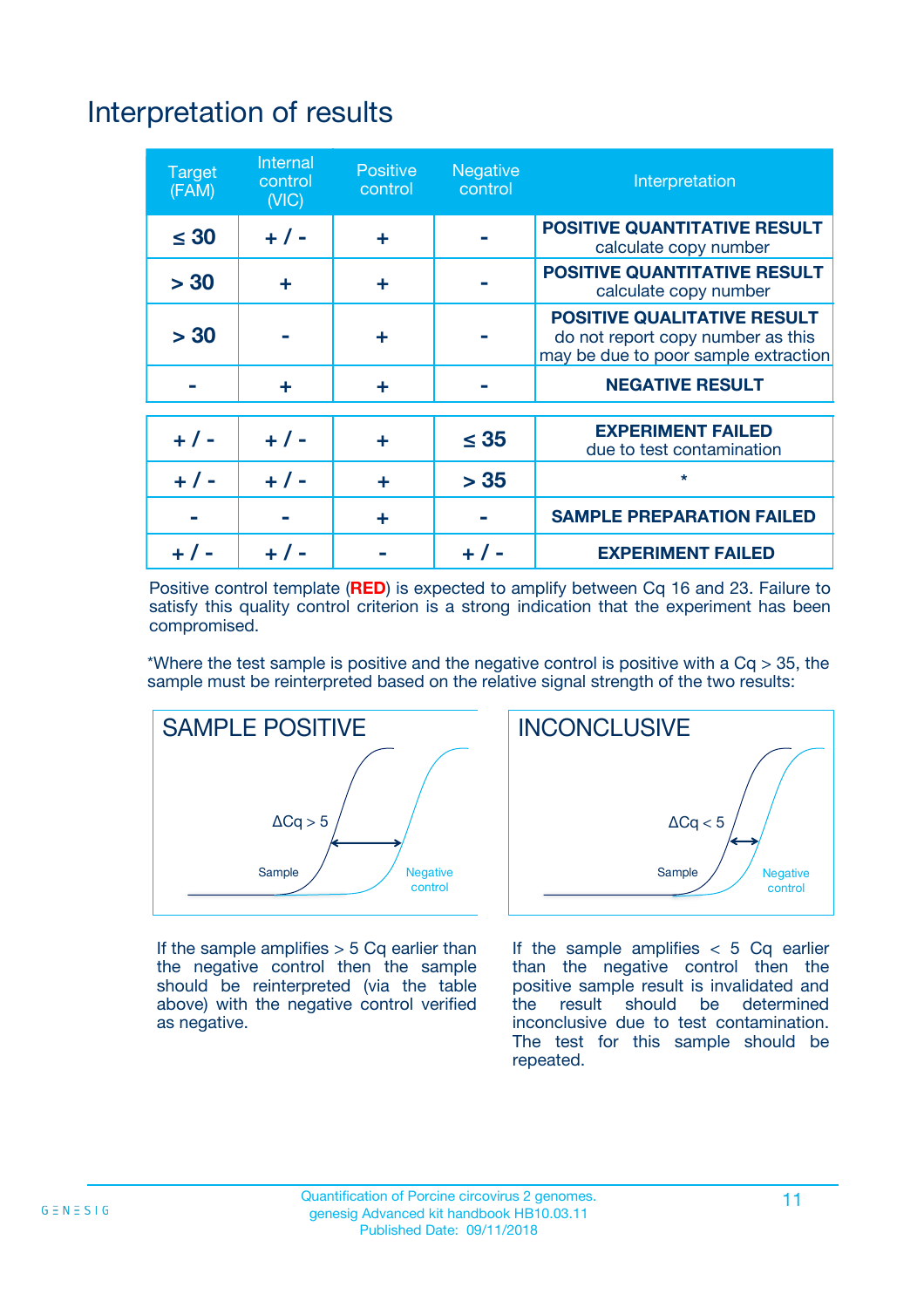# Interpretation of results

| Target (FAM) | Internal control (VIC) | Positive control | Negative control | Interpretation |
|---|---|---|---|---|
| ≤ 30 | + / - | + | - | **POSITIVE QUANTITATIVE RESULT** calculate copy number |
| > 30 | + | + | - | **POSITIVE QUANTITATIVE RESULT** calculate copy number |
| > 30 | - | + | - | **POSITIVE QUALITATIVE RESULT** do not report copy number as this may be due to poor sample extraction |
| - | + | + | - | **NEGATIVE RESULT** |
| + / - | + / - | + | ≤ 35 | **EXPERIMENT FAILED** due to test contamination |
| + / - | + / - | + | > 35 | * |
| - | - | + | - | **SAMPLE PREPARATION FAILED** |
| + / - | + / - | - | + / - | **EXPERIMENT FAILED** |

Positive control template (**RED**) is expected to amplify between Cq 16 and 23. Failure to satisfy this quality control criterion is a strong indication that the experiment has been compromised.

*Where the test sample is positive and the negative control is positive with a Cq > 35, the sample must be reinterpreted based on the relative signal strength of the two results:

**SAMPLE POSITIVE**

ΔCq > 5

Sample — Negative control

If the sample amplifies > 5 Cq earlier than the negative control then the sample should be reinterpreted (via the table above) with the negative control verified as negative.

**INCONCLUSIVE**

ΔCq < 5

Sample — Negative control

If the sample amplifies < 5 Cq earlier than the negative control then the positive sample result is invalidated and the result should be determined inconclusive due to test contamination. The test for this sample should be repeated.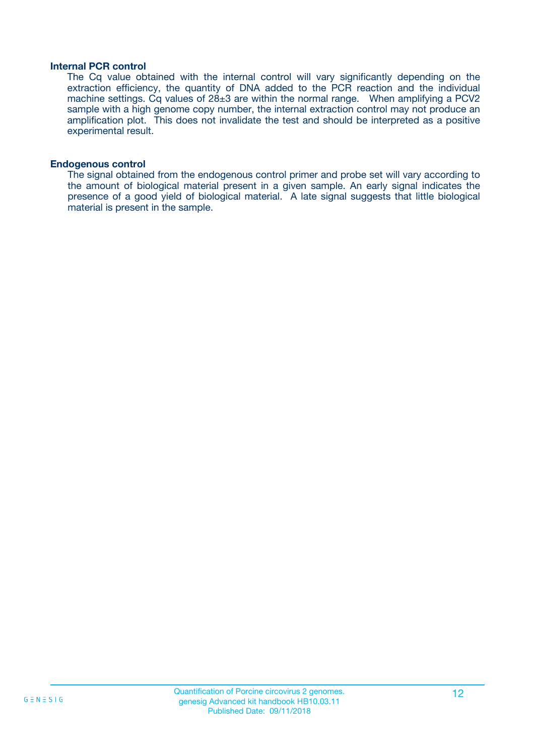### Internal PCR control

The Cq value obtained with the internal control will vary significantly depending on the extraction efficiency, the quantity of DNA added to the PCR reaction and the individual machine settings. Cq values of 28±3 are within the normal range. When amplifying a PCV2 sample with a high genome copy number, the internal extraction control may not produce an amplification plot. This does not invalidate the test and should be interpreted as a positive experimental result.

### Endogenous control

The signal obtained from the endogenous control primer and probe set will vary according to the amount of biological material present in a given sample. An early signal indicates the presence of a good yield of biological material. A late signal suggests that little biological material is present in the sample.